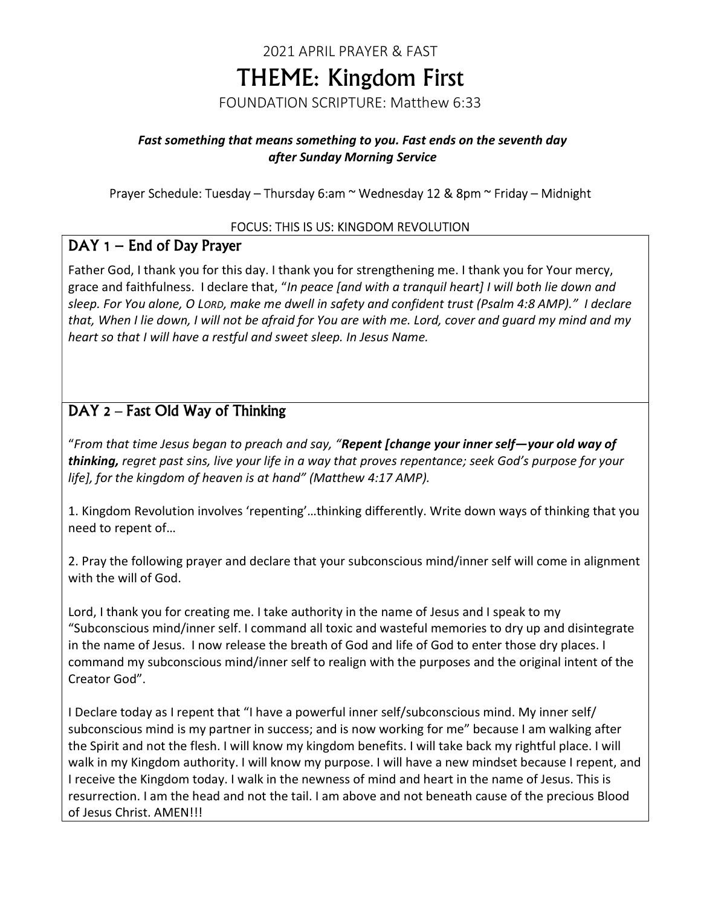2021 APRIL PRAYER & FAST

# THEME: Kingdom First

FOUNDATION SCRIPTURE: Matthew 6:33

***Fast something that means something to you. Fast ends on the seventh day after Sunday Morning Service***

Prayer Schedule: Tuesday – Thursday 6:am ~ Wednesday 12 & 8pm ~ Friday – Midnight

FOCUS: THIS IS US: KINGDOM REVOLUTION

## DAY 1 – End of Day Prayer

Father God, I thank you for this day. I thank you for strengthening me. I thank you for Your mercy, grace and faithfulness. I declare that, "*In peace [and with a tranquil heart] I will both lie down and sleep. For You alone, O LORD, make me dwell in safety and confident trust (Psalm 4:8 AMP)." I declare that, When I lie down, I will not be afraid for You are with me. Lord, cover and guard my mind and my heart so that I will have a restful and sweet sleep. In Jesus Name.*

## DAY 2 – Fast Old Way of Thinking

"*From that time Jesus began to preach and say, "**Repent [change your inner self—your old way of thinking,** regret past sins, live your life in a way that proves repentance; seek God's purpose for your life], for the kingdom of heaven is at hand" (Matthew 4:17 AMP).*

1. Kingdom Revolution involves 'repenting'…thinking differently. Write down ways of thinking that you need to repent of…

2. Pray the following prayer and declare that your subconscious mind/inner self will come in alignment with the will of God.

Lord, I thank you for creating me. I take authority in the name of Jesus and I speak to my "Subconscious mind/inner self. I command all toxic and wasteful memories to dry up and disintegrate in the name of Jesus. I now release the breath of God and life of God to enter those dry places. I command my subconscious mind/inner self to realign with the purposes and the original intent of the Creator God".

I Declare today as I repent that "I have a powerful inner self/subconscious mind. My inner self/ subconscious mind is my partner in success; and is now working for me" because I am walking after the Spirit and not the flesh. I will know my kingdom benefits. I will take back my rightful place. I will walk in my Kingdom authority. I will know my purpose. I will have a new mindset because I repent, and I receive the Kingdom today. I walk in the newness of mind and heart in the name of Jesus. This is resurrection. I am the head and not the tail. I am above and not beneath cause of the precious Blood of Jesus Christ. AMEN!!!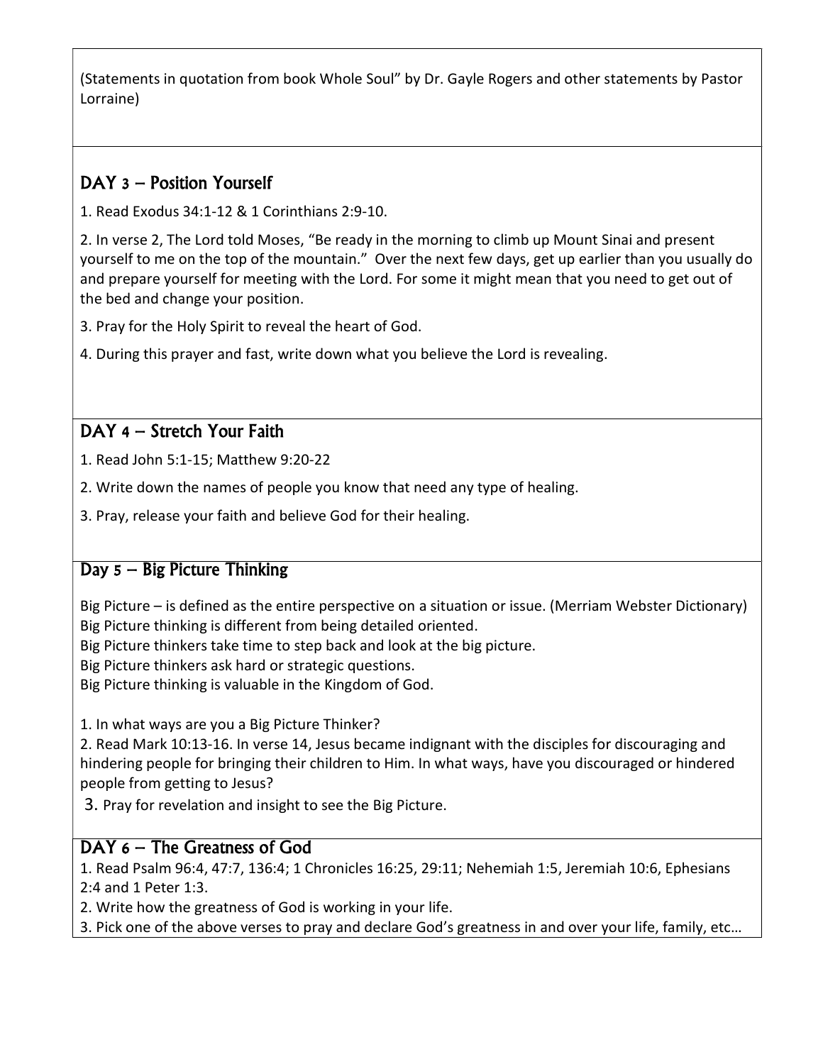(Statements in quotation from book Whole Soul" by Dr. Gayle Rogers and other statements by Pastor Lorraine)

## DAY 3 – Position Yourself

1. Read Exodus 34:1-12 & 1 Corinthians 2:9-10.

2. In verse 2, The Lord told Moses, "Be ready in the morning to climb up Mount Sinai and present yourself to me on the top of the mountain." Over the next few days, get up earlier than you usually do and prepare yourself for meeting with the Lord. For some it might mean that you need to get out of the bed and change your position.

3. Pray for the Holy Spirit to reveal the heart of God.

4. During this prayer and fast, write down what you believe the Lord is revealing.

## DAY 4 – Stretch Your Faith

1. Read John 5:1-15; Matthew 9:20-22

2. Write down the names of people you know that need any type of healing.

3. Pray, release your faith and believe God for their healing.

## Day 5 – Big Picture Thinking

Big Picture – is defined as the entire perspective on a situation or issue. (Merriam Webster Dictionary)
Big Picture thinking is different from being detailed oriented.
Big Picture thinkers take time to step back and look at the big picture.
Big Picture thinkers ask hard or strategic questions.
Big Picture thinking is valuable in the Kingdom of God.

1. In what ways are you a Big Picture Thinker?
2. Read Mark 10:13-16. In verse 14, Jesus became indignant with the disciples for discouraging and hindering people for bringing their children to Him. In what ways, have you discouraged or hindered people from getting to Jesus?
3. Pray for revelation and insight to see the Big Picture.

## DAY 6 – The Greatness of God

1. Read Psalm 96:4, 47:7, 136:4; 1 Chronicles 16:25, 29:11; Nehemiah 1:5, Jeremiah 10:6, Ephesians 2:4 and 1 Peter 1:3.
2. Write how the greatness of God is working in your life.
3. Pick one of the above verses to pray and declare God's greatness in and over your life, family, etc…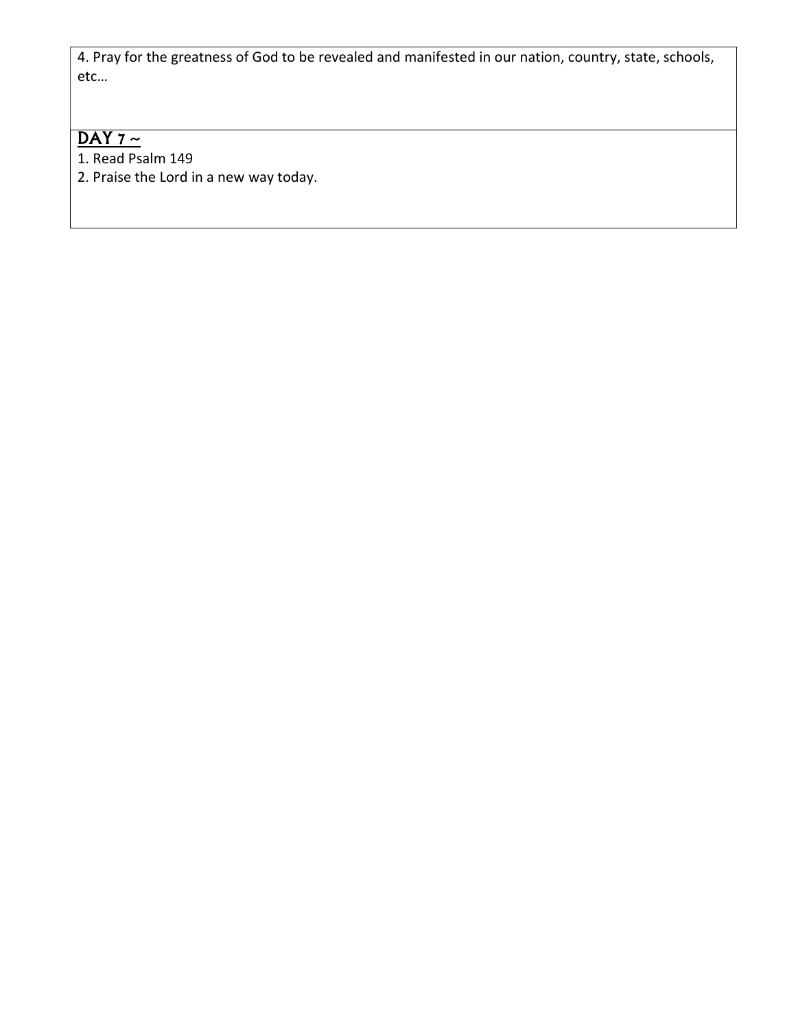4. Pray for the greatness of God to be revealed and manifested in our nation, country, state, schools, etc…

## DAY 7 ~

1. Read Psalm 149
2. Praise the Lord in a new way today.